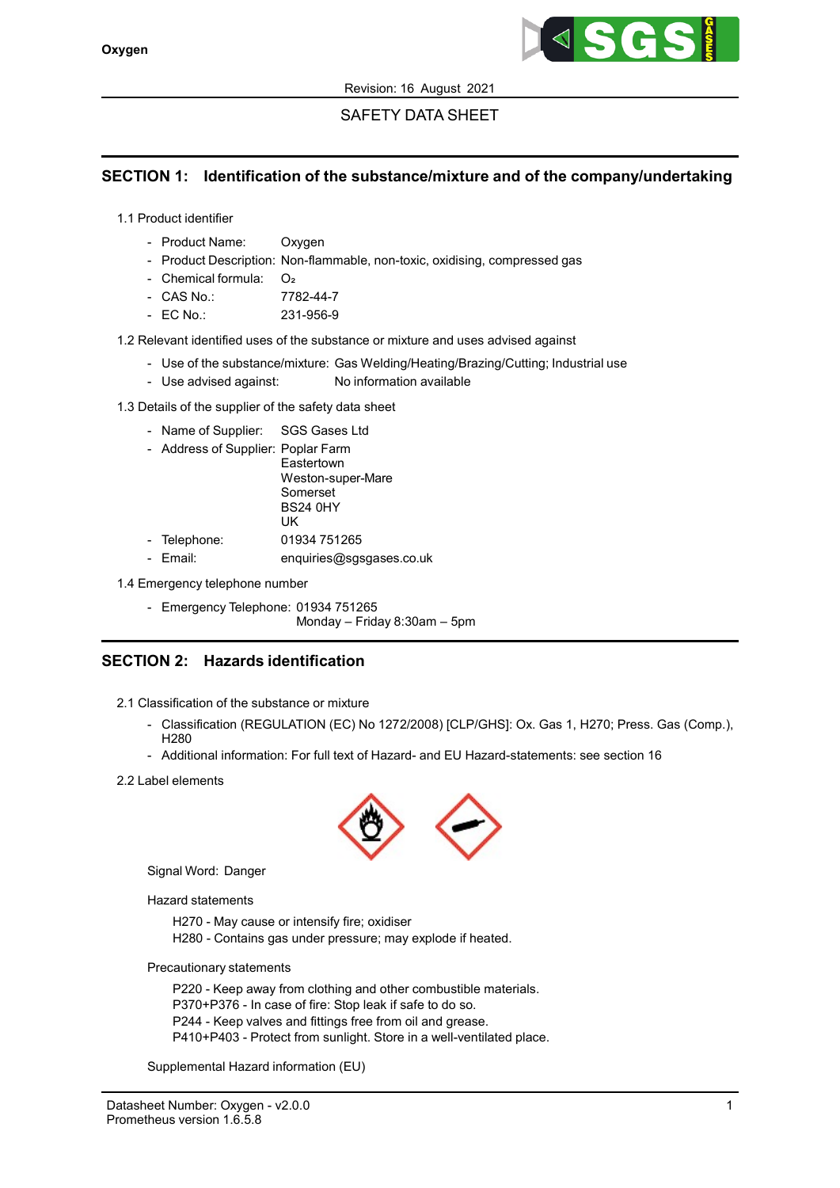Revision: 16 August 2021

SAFETY DATA SHEET

## SECTION 1: Identification of the substance/mixture and of the company/undertaking

1.1 Product identifier

- Product Name: Oxygen
- Product Description: Non-flammable, non-toxic, oxidising, compressed gas
- Chemical formula: $O_2$
- CAS No.: 7782-44-7
- EC No.: 231-956-9

1.2 Relevant identified uses of the substance or mixture and uses advised against

- Use of the substance/mixture: Gas Welding/Heating/Brazing/Cutting; Industrial use
- Use advised against: No information available

1.3 Details of the supplier of the safety data sheet

- Name of Supplier: SGS Gases Ltd
- Address of Supplier: Poplar Farm
  Eastertown
  Weston-super-Mare
  Somerset
  BS24 0HY
  UK
- Telephone: 01934 751265
- Email: enquiries@sgsgases.co.uk

1.4 Emergency telephone number

- Emergency Telephone: 01934 751265
  Monday – Friday 8:30am – 5pm

## SECTION 2: Hazards identification

2.1 Classification of the substance or mixture

- Classification (REGULATION (EC) No 1272/2008) [CLP/GHS]: Ox. Gas 1, H270; Press. Gas (Comp.), H280
- Additional information: For full text of Hazard- and EU Hazard-statements: see section 16

2.2 Label elements

Signal Word: Danger

Hazard statements

H270 - May cause or intensify fire; oxidiser
H280 - Contains gas under pressure; may explode if heated.

Precautionary statements

P220 - Keep away from clothing and other combustible materials.
P370+P376 - In case of fire: Stop leak if safe to do so.
P244 - Keep valves and fittings free from oil and grease.
P410+P403 - Protect from sunlight. Store in a well-ventilated place.

Supplemental Hazard information (EU)

Datasheet Number: Oxygen - v2.0.0
Prometheus version 1.6.5.8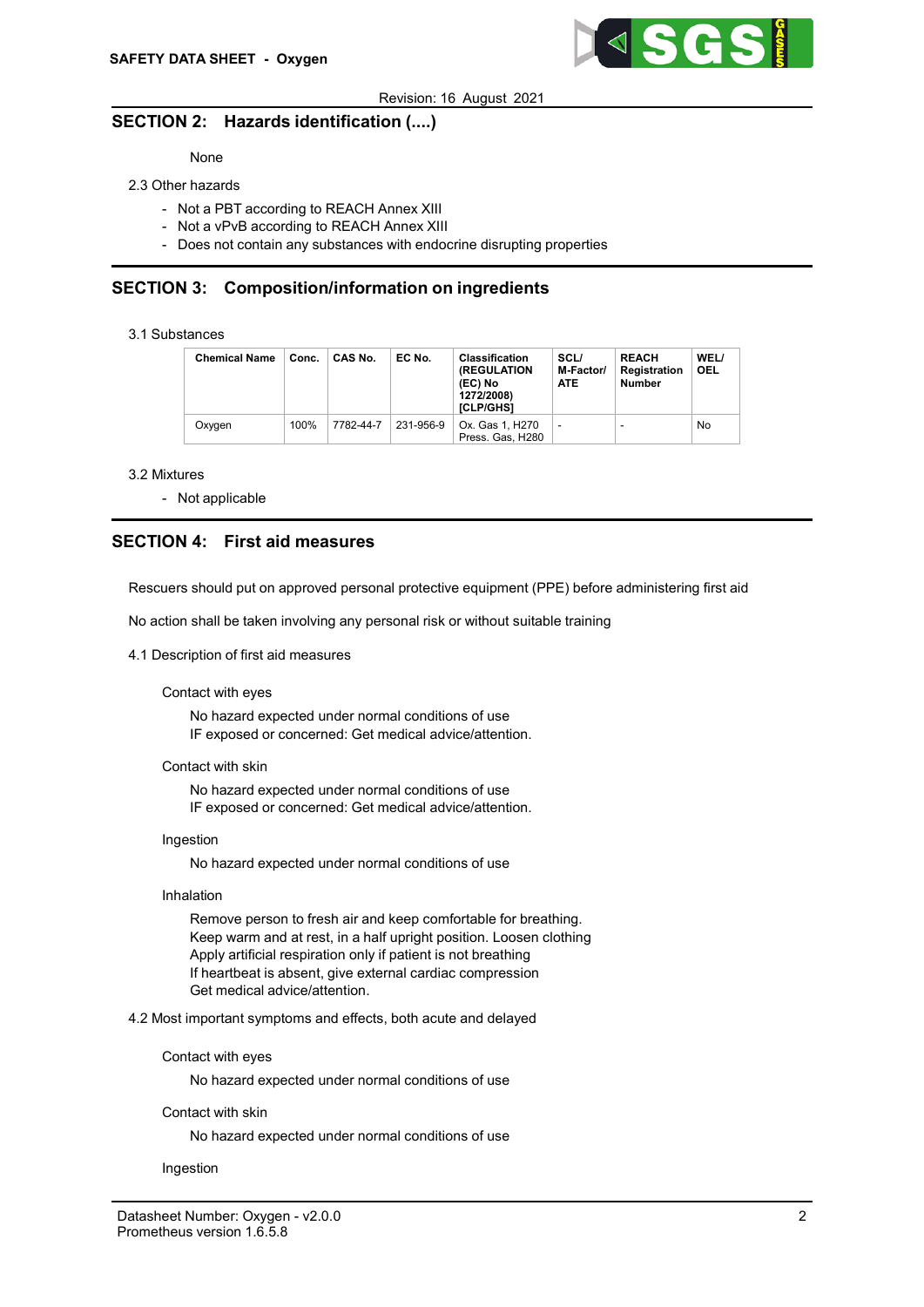## SECTION 2: Hazards identification (....)

None

2.3 Other hazards

- Not a PBT according to REACH Annex XIII
- Not a vPvB according to REACH Annex XIII
- Does not contain any substances with endocrine disrupting properties

## SECTION 3: Composition/information on ingredients

3.1 Substances

| Chemical Name | Conc. | CAS No. | EC No. | Classification (REGULATION (EC) No 1272/2008) [CLP/GHS] | SCL/ M-Factor/ ATE | REACH Registration Number | WEL/ OEL |
|---|---|---|---|---|---|---|---|
| Oxygen | 100% | 7782-44-7 | 231-956-9 | Ox. Gas 1, H270 Press. Gas, H280 | - | - | No |

3.2 Mixtures

- Not applicable

## SECTION 4: First aid measures

Rescuers should put on approved personal protective equipment (PPE) before administering first aid

No action shall be taken involving any personal risk or without suitable training

4.1 Description of first aid measures

Contact with eyes

No hazard expected under normal conditions of use
IF exposed or concerned: Get medical advice/attention.

Contact with skin

No hazard expected under normal conditions of use
IF exposed or concerned: Get medical advice/attention.

Ingestion

No hazard expected under normal conditions of use

Inhalation

Remove person to fresh air and keep comfortable for breathing.
Keep warm and at rest, in a half upright position. Loosen clothing
Apply artificial respiration only if patient is not breathing
If heartbeat is absent, give external cardiac compression
Get medical advice/attention.

4.2 Most important symptoms and effects, both acute and delayed

Contact with eyes

No hazard expected under normal conditions of use

Contact with skin

No hazard expected under normal conditions of use

Ingestion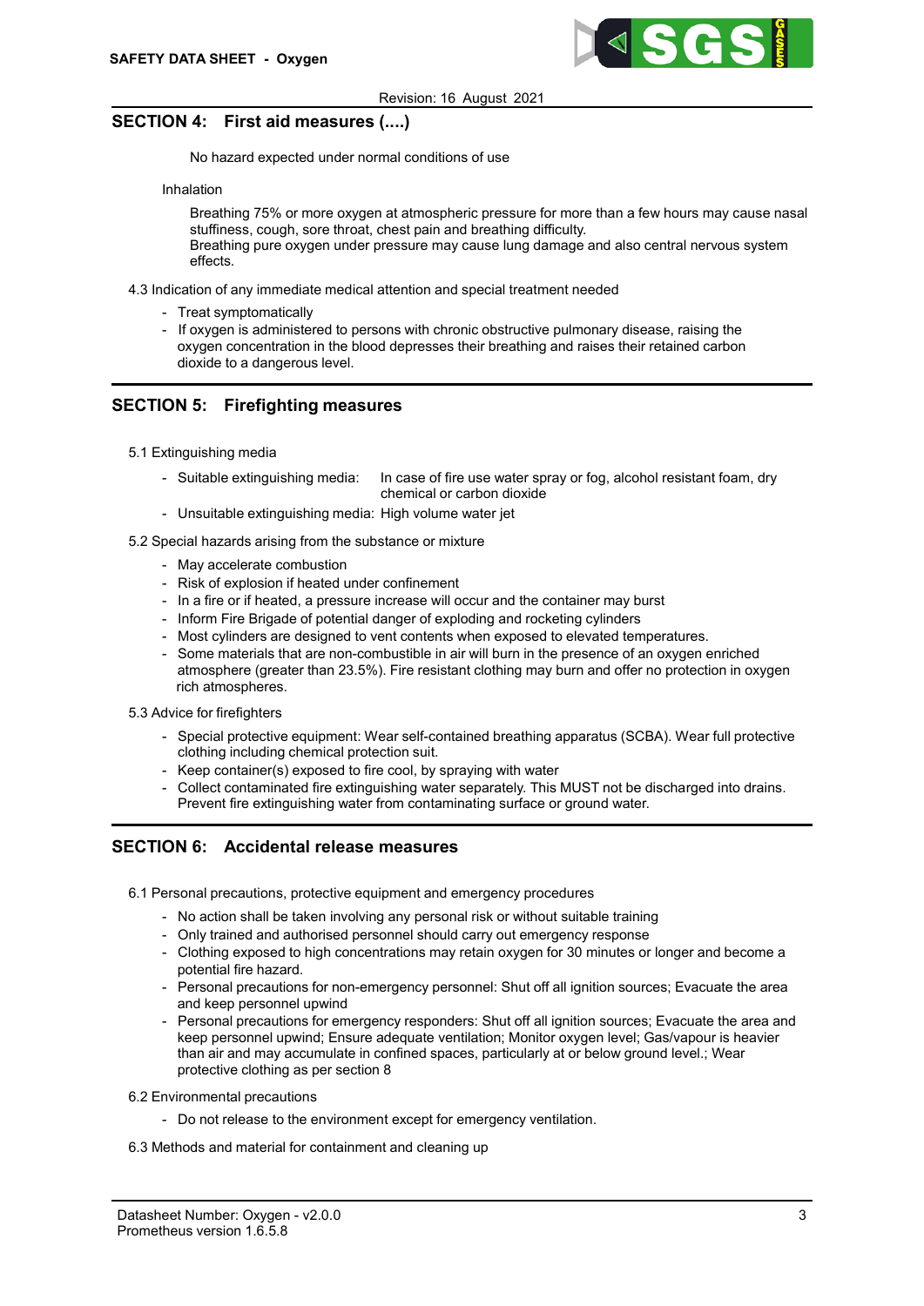## SECTION 4: First aid measures (....)

No hazard expected under normal conditions of use

Inhalation

Breathing 75% or more oxygen at atmospheric pressure for more than a few hours may cause nasal stuffiness, cough, sore throat, chest pain and breathing difficulty.
Breathing pure oxygen under pressure may cause lung damage and also central nervous system effects.

4.3 Indication of any immediate medical attention and special treatment needed

- Treat symptomatically
- If oxygen is administered to persons with chronic obstructive pulmonary disease, raising the oxygen concentration in the blood depresses their breathing and raises their retained carbon dioxide to a dangerous level.

## SECTION 5: Firefighting measures

5.1 Extinguishing media

- Suitable extinguishing media: In case of fire use water spray or fog, alcohol resistant foam, dry chemical or carbon dioxide
- Unsuitable extinguishing media: High volume water jet

5.2 Special hazards arising from the substance or mixture

- May accelerate combustion
- Risk of explosion if heated under confinement
- In a fire or if heated, a pressure increase will occur and the container may burst
- Inform Fire Brigade of potential danger of exploding and rocketing cylinders
- Most cylinders are designed to vent contents when exposed to elevated temperatures.
- Some materials that are non-combustible in air will burn in the presence of an oxygen enriched atmosphere (greater than 23.5%). Fire resistant clothing may burn and offer no protection in oxygen rich atmospheres.

5.3 Advice for firefighters

- Special protective equipment: Wear self-contained breathing apparatus (SCBA). Wear full protective clothing including chemical protection suit.
- Keep container(s) exposed to fire cool, by spraying with water
- Collect contaminated fire extinguishing water separately. This MUST not be discharged into drains. Prevent fire extinguishing water from contaminating surface or ground water.

## SECTION 6: Accidental release measures

6.1 Personal precautions, protective equipment and emergency procedures

- No action shall be taken involving any personal risk or without suitable training
- Only trained and authorised personnel should carry out emergency response
- Clothing exposed to high concentrations may retain oxygen for 30 minutes or longer and become a potential fire hazard.
- Personal precautions for non-emergency personnel: Shut off all ignition sources; Evacuate the area and keep personnel upwind
- Personal precautions for emergency responders: Shut off all ignition sources; Evacuate the area and keep personnel upwind; Ensure adequate ventilation; Monitor oxygen level; Gas/vapour is heavier than air and may accumulate in confined spaces, particularly at or below ground level.; Wear protective clothing as per section 8

6.2 Environmental precautions

- Do not release to the environment except for emergency ventilation.

6.3 Methods and material for containment and cleaning up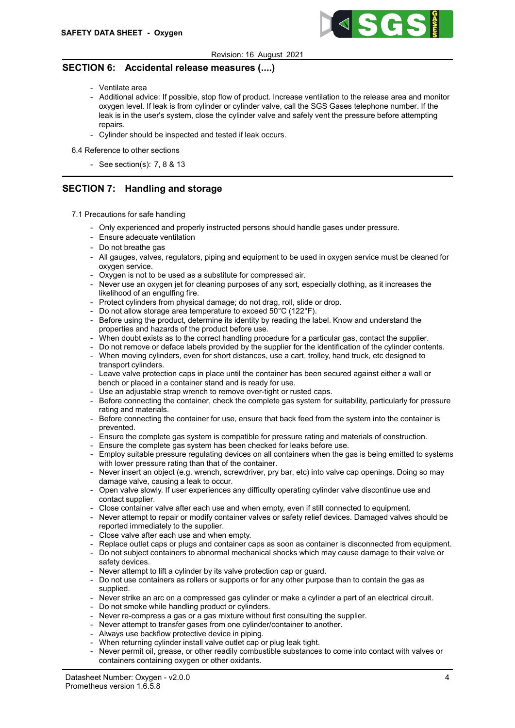## SECTION 6: Accidental release measures (....)

- Ventilate area
- Additional advice: If possible, stop flow of product. Increase ventilation to the release area and monitor oxygen level. If leak is from cylinder or cylinder valve, call the SGS Gases telephone number. If the leak is in the user's system, close the cylinder valve and safely vent the pressure before attempting repairs.
- Cylinder should be inspected and tested if leak occurs.

6.4 Reference to other sections

- See section(s): 7, 8 & 13

## SECTION 7: Handling and storage

7.1 Precautions for safe handling

- Only experienced and properly instructed persons should handle gases under pressure.
- Ensure adequate ventilation
- Do not breathe gas
- All gauges, valves, regulators, piping and equipment to be used in oxygen service must be cleaned for oxygen service.
- Oxygen is not to be used as a substitute for compressed air.
- Never use an oxygen jet for cleaning purposes of any sort, especially clothing, as it increases the likelihood of an engulfing fire.
- Protect cylinders from physical damage; do not drag, roll, slide or drop.
- Do not allow storage area temperature to exceed 50°C (122°F).
- Before using the product, determine its identity by reading the label. Know and understand the properties and hazards of the product before use.
- When doubt exists as to the correct handling procedure for a particular gas, contact the supplier.
- Do not remove or deface labels provided by the supplier for the identification of the cylinder contents.
- When moving cylinders, even for short distances, use a cart, trolley, hand truck, etc designed to transport cylinders.
- Leave valve protection caps in place until the container has been secured against either a wall or bench or placed in a container stand and is ready for use.
- Use an adjustable strap wrench to remove over-tight or rusted caps.
- Before connecting the container, check the complete gas system for suitability, particularly for pressure rating and materials.
- Before connecting the container for use, ensure that back feed from the system into the container is prevented.
- Ensure the complete gas system is compatible for pressure rating and materials of construction.
- Ensure the complete gas system has been checked for leaks before use.
- Employ suitable pressure regulating devices on all containers when the gas is being emitted to systems with lower pressure rating than that of the container.
- Never insert an object (e.g. wrench, screwdriver, pry bar, etc) into valve cap openings. Doing so may damage valve, causing a leak to occur.
- Open valve slowly. If user experiences any difficulty operating cylinder valve discontinue use and contact supplier.
- Close container valve after each use and when empty, even if still connected to equipment.
- Never attempt to repair or modify container valves or safety relief devices. Damaged valves should be reported immediately to the supplier.
- Close valve after each use and when empty.
- Replace outlet caps or plugs and container caps as soon as container is disconnected from equipment.
- Do not subject containers to abnormal mechanical shocks which may cause damage to their valve or safety devices.
- Never attempt to lift a cylinder by its valve protection cap or guard.
- Do not use containers as rollers or supports or for any other purpose than to contain the gas as supplied.
- Never strike an arc on a compressed gas cylinder or make a cylinder a part of an electrical circuit.
- Do not smoke while handling product or cylinders.
- Never re-compress a gas or a gas mixture without first consulting the supplier.
- Never attempt to transfer gases from one cylinder/container to another.
- Always use backflow protective device in piping.
- When returning cylinder install valve outlet cap or plug leak tight.
- Never permit oil, grease, or other readily combustible substances to come into contact with valves or containers containing oxygen or other oxidants.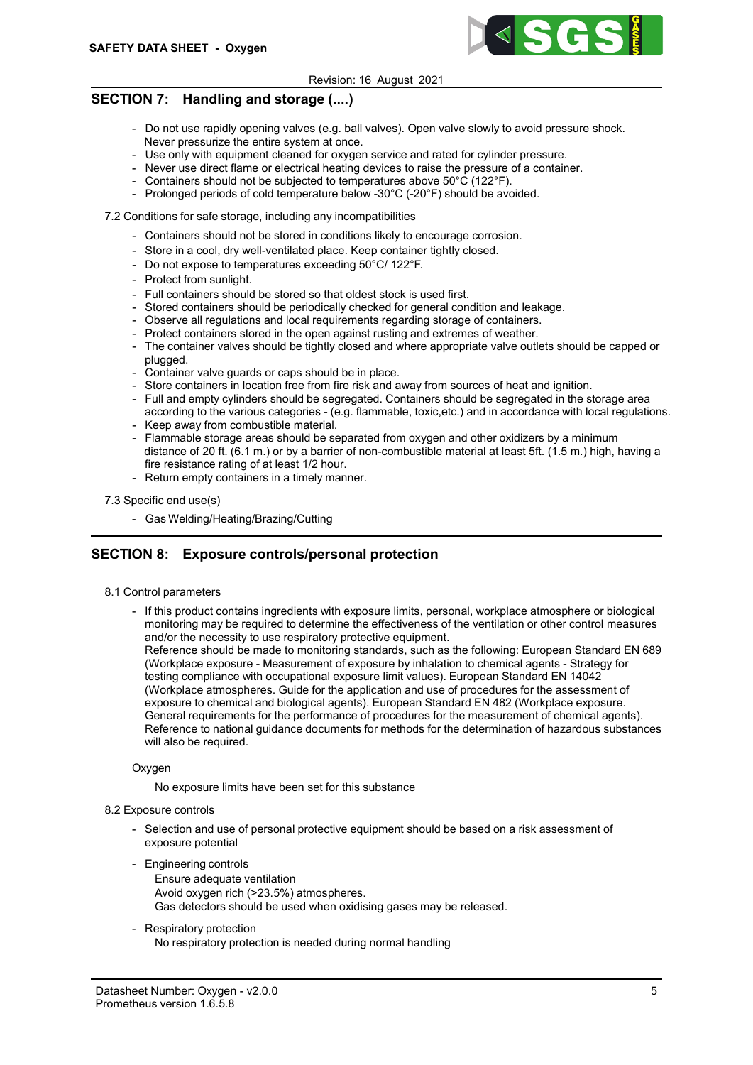## SECTION 7: Handling and storage (....)

- Do not use rapidly opening valves (e.g. ball valves). Open valve slowly to avoid pressure shock. Never pressurize the entire system at once.
- Use only with equipment cleaned for oxygen service and rated for cylinder pressure.
- Never use direct flame or electrical heating devices to raise the pressure of a container.
- Containers should not be subjected to temperatures above 50°C (122°F).
- Prolonged periods of cold temperature below -30°C (-20°F) should be avoided.

7.2 Conditions for safe storage, including any incompatibilities

- Containers should not be stored in conditions likely to encourage corrosion.
- Store in a cool, dry well-ventilated place. Keep container tightly closed.
- Do not expose to temperatures exceeding 50°C/ 122°F.
- Protect from sunlight.
- Full containers should be stored so that oldest stock is used first.
- Stored containers should be periodically checked for general condition and leakage.
- Observe all regulations and local requirements regarding storage of containers.
- Protect containers stored in the open against rusting and extremes of weather.
- The container valves should be tightly closed and where appropriate valve outlets should be capped or plugged.
- Container valve guards or caps should be in place.
- Store containers in location free from fire risk and away from sources of heat and ignition.
- Full and empty cylinders should be segregated. Containers should be segregated in the storage area according to the various categories - (e.g. flammable, toxic,etc.) and in accordance with local regulations.
- Keep away from combustible material.
- Flammable storage areas should be separated from oxygen and other oxidizers by a minimum distance of 20 ft. (6.1 m.) or by a barrier of non-combustible material at least 5ft. (1.5 m.) high, having a fire resistance rating of at least 1/2 hour.
- Return empty containers in a timely manner.

7.3 Specific end use(s)

- Gas Welding/Heating/Brazing/Cutting

## SECTION 8: Exposure controls/personal protection

8.1 Control parameters

- If this product contains ingredients with exposure limits, personal, workplace atmosphere or biological monitoring may be required to determine the effectiveness of the ventilation or other control measures and/or the necessity to use respiratory protective equipment.
  Reference should be made to monitoring standards, such as the following: European Standard EN 689 (Workplace exposure - Measurement of exposure by inhalation to chemical agents - Strategy for testing compliance with occupational exposure limit values). European Standard EN 14042 (Workplace atmospheres. Guide for the application and use of procedures for the assessment of exposure to chemical and biological agents). European Standard EN 482 (Workplace exposure. General requirements for the performance of procedures for the measurement of chemical agents). Reference to national guidance documents for methods for the determination of hazardous substances will also be required.

Oxygen

No exposure limits have been set for this substance

8.2 Exposure controls

- Selection and use of personal protective equipment should be based on a risk assessment of exposure potential

- Engineering controls
  Ensure adequate ventilation
  Avoid oxygen rich (>23.5%) atmospheres.
  Gas detectors should be used when oxidising gases may be released.

- Respiratory protection
  No respiratory protection is needed during normal handling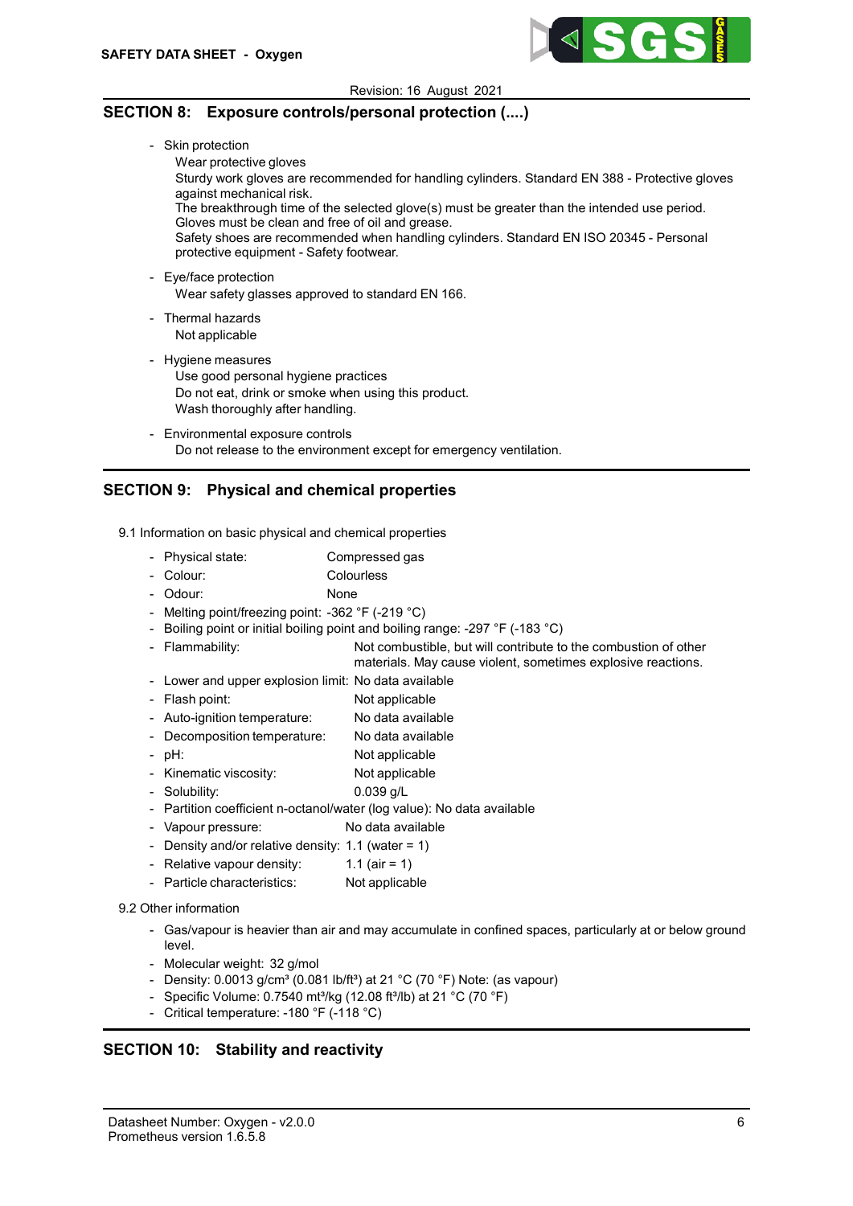## SECTION 8: Exposure controls/personal protection (....)

- Skin protection
  Wear protective gloves
  Sturdy work gloves are recommended for handling cylinders. Standard EN 388 - Protective gloves against mechanical risk.
  The breakthrough time of the selected glove(s) must be greater than the intended use period.
  Gloves must be clean and free of oil and grease.
  Safety shoes are recommended when handling cylinders. Standard EN ISO 20345 - Personal protective equipment - Safety footwear.
- Eye/face protection
  Wear safety glasses approved to standard EN 166.
- Thermal hazards
  Not applicable
- Hygiene measures
  Use good personal hygiene practices
  Do not eat, drink or smoke when using this product.
  Wash thoroughly after handling.
- Environmental exposure controls
  Do not release to the environment except for emergency ventilation.

## SECTION 9: Physical and chemical properties

9.1 Information on basic physical and chemical properties

- Physical state: Compressed gas
- Colour: Colourless
- Odour: None
- Melting point/freezing point: -362 °F (-219 °C)
- Boiling point or initial boiling point and boiling range: -297 °F (-183 °C)
- Flammability: Not combustible, but will contribute to the combustion of other materials. May cause violent, sometimes explosive reactions.
- Lower and upper explosion limit: No data available
- Flash point: Not applicable
- Auto-ignition temperature: No data available
- Decomposition temperature: No data available
- pH: Not applicable
- Kinematic viscosity: Not applicable
- Solubility: 0.039 g/L
- Partition coefficient n-octanol/water (log value): No data available
- Vapour pressure: No data available
- Density and/or relative density: 1.1 (water = 1)
- Relative vapour density: 1.1 (air = 1)
- Particle characteristics: Not applicable

9.2 Other information

- Gas/vapour is heavier than air and may accumulate in confined spaces, particularly at or below ground level.
- Molecular weight: 32 g/mol
- Density: 0.0013 g/cm³ (0.081 lb/ft³) at 21 °C (70 °F) Note: (as vapour)
- Specific Volume: 0.7540 mt³/kg (12.08 ft³/lb) at 21 °C (70 °F)
- Critical temperature: -180 °F (-118 °C)

## SECTION 10: Stability and reactivity

Datasheet Number: Oxygen - v2.0.0
Prometheus version 1.6.5.8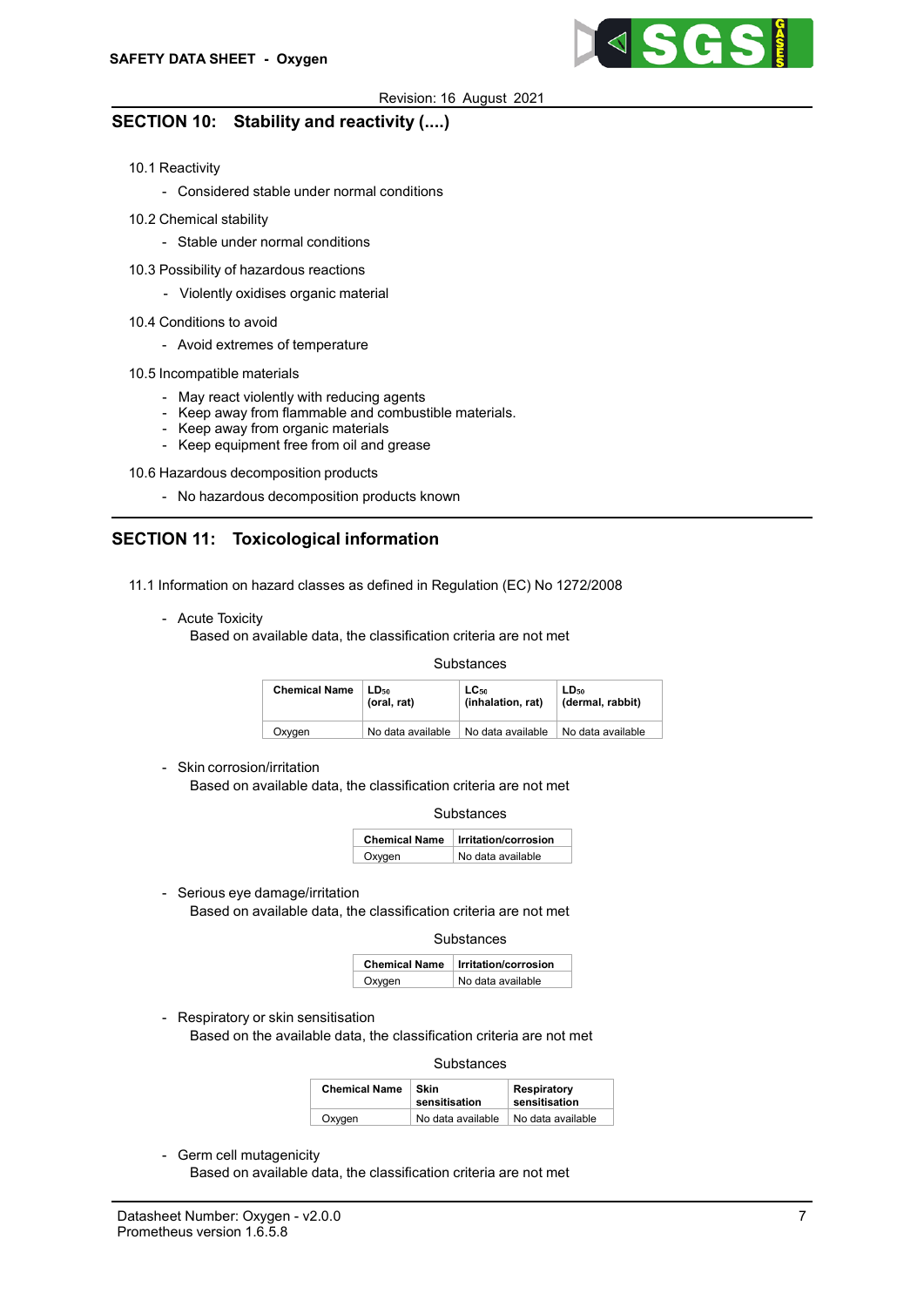## SECTION 10: Stability and reactivity (....)

10.1 Reactivity

- Considered stable under normal conditions

10.2 Chemical stability

- Stable under normal conditions

10.3 Possibility of hazardous reactions

- Violently oxidises organic material

10.4 Conditions to avoid

- Avoid extremes of temperature

10.5 Incompatible materials

- May react violently with reducing agents
- Keep away from flammable and combustible materials.
- Keep away from organic materials
- Keep equipment free from oil and grease

10.6 Hazardous decomposition products

- No hazardous decomposition products known

## SECTION 11: Toxicological information

11.1 Information on hazard classes as defined in Regulation (EC) No 1272/2008

- Acute Toxicity

  Based on available data, the classification criteria are not met

Substances

| Chemical Name | $LD_{50}$ (oral, rat) | $LC_{50}$ (inhalation, rat) | $LD_{50}$ (dermal, rabbit) |
|---|---|---|---|
| Oxygen | No data available | No data available | No data available |

- Skin corrosion/irritation

  Based on available data, the classification criteria are not met

Substances

| Chemical Name | Irritation/corrosion |
|---|---|
| Oxygen | No data available |

- Serious eye damage/irritation

  Based on available data, the classification criteria are not met

Substances

| Chemical Name | Irritation/corrosion |
|---|---|
| Oxygen | No data available |

- Respiratory or skin sensitisation

  Based on the available data, the classification criteria are not met

Substances

| Chemical Name | Skin sensitisation | Respiratory sensitisation |
|---|---|---|
| Oxygen | No data available | No data available |

- Germ cell mutagenicity

  Based on available data, the classification criteria are not met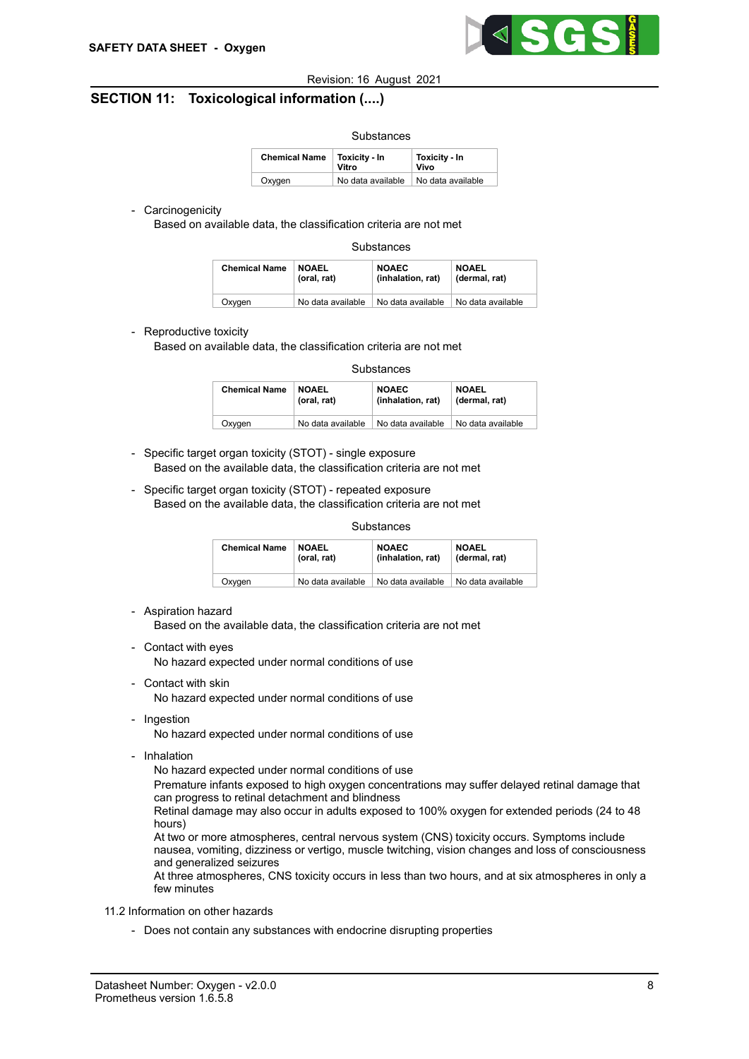## SECTION 11: Toxicological information (....)

Substances

| Chemical Name | Toxicity - In Vitro | Toxicity - In Vivo |
|---|---|---|
| Oxygen | No data available | No data available |

- Carcinogenicity
  Based on available data, the classification criteria are not met

Substances

| Chemical Name | NOAEL (oral, rat) | NOAEC (inhalation, rat) | NOAEL (dermal, rat) |
|---|---|---|---|
| Oxygen | No data available | No data available | No data available |

- Reproductive toxicity
  Based on available data, the classification criteria are not met

Substances

| Chemical Name | NOAEL (oral, rat) | NOAEC (inhalation, rat) | NOAEL (dermal, rat) |
|---|---|---|---|
| Oxygen | No data available | No data available | No data available |

- Specific target organ toxicity (STOT) - single exposure
  Based on the available data, the classification criteria are not met
- Specific target organ toxicity (STOT) - repeated exposure
  Based on the available data, the classification criteria are not met

Substances

| Chemical Name | NOAEL (oral, rat) | NOAEC (inhalation, rat) | NOAEL (dermal, rat) |
|---|---|---|---|
| Oxygen | No data available | No data available | No data available |

- Aspiration hazard
  Based on the available data, the classification criteria are not met
- Contact with eyes
  No hazard expected under normal conditions of use
- Contact with skin
  No hazard expected under normal conditions of use
- Ingestion
  No hazard expected under normal conditions of use
- Inhalation
  No hazard expected under normal conditions of use
  Premature infants exposed to high oxygen concentrations may suffer delayed retinal damage that can progress to retinal detachment and blindness
  Retinal damage may also occur in adults exposed to 100% oxygen for extended periods (24 to 48 hours)
  At two or more atmospheres, central nervous system (CNS) toxicity occurs. Symptoms include nausea, vomiting, dizziness or vertigo, muscle twitching, vision changes and loss of consciousness and generalized seizures
  At three atmospheres, CNS toxicity occurs in less than two hours, and at six atmospheres in only a few minutes

11.2 Information on other hazards

- Does not contain any substances with endocrine disrupting properties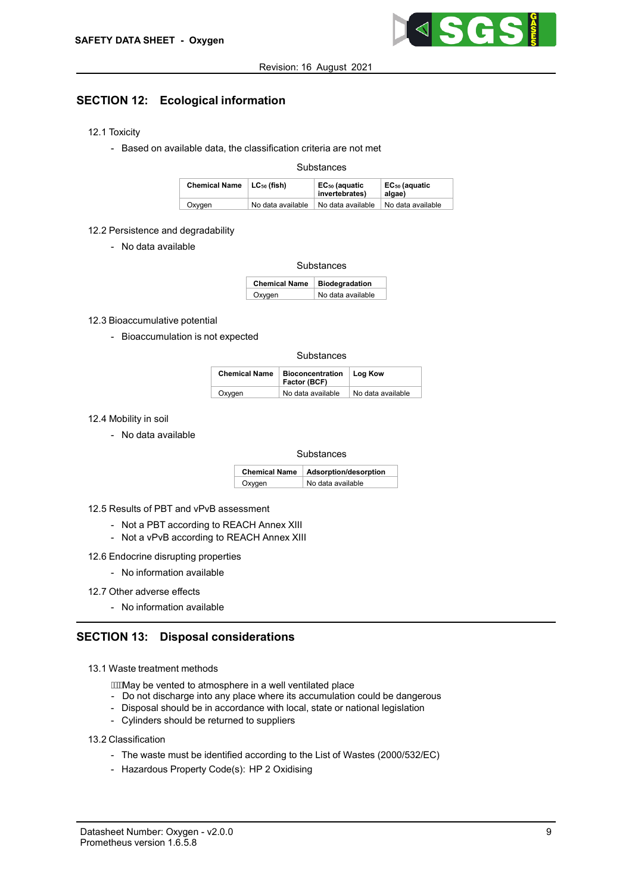## SECTION 12: Ecological information

12.1 Toxicity

- Based on available data, the classification criteria are not met

Substances

| Chemical Name | $LC_{50}$ (fish) | $EC_{50}$ (aquatic invertebrates) | $EC_{50}$ (aquatic algae) |
|---|---|---|---|
| Oxygen | No data available | No data available | No data available |

12.2 Persistence and degradability

- No data available

Substances

| Chemical Name | Biodegradation |
|---|---|
| Oxygen | No data available |

12.3 Bioaccumulative potential

- Bioaccumulation is not expected

Substances

| Chemical Name | Bioconcentration Factor (BCF) | Log Kow |
|---|---|---|
| Oxygen | No data available | No data available |

12.4 Mobility in soil

- No data available

Substances

| Chemical Name | Adsorption/desorption |
|---|---|
| Oxygen | No data available |

12.5 Results of PBT and vPvB assessment

- Not a PBT according to REACH Annex XIII
- Not a vPvB according to REACH Annex XIII

12.6 Endocrine disrupting properties

- No information available

12.7 Other adverse effects

- No information available

## SECTION 13: Disposal considerations

13.1 Waste treatment methods

- May be vented to atmosphere in a well ventilated place
- Do not discharge into any place where its accumulation could be dangerous
- Disposal should be in accordance with local, state or national legislation
- Cylinders should be returned to suppliers

13.2 Classification

- The waste must be identified according to the List of Wastes (2000/532/EC)
- Hazardous Property Code(s): HP 2 Oxidising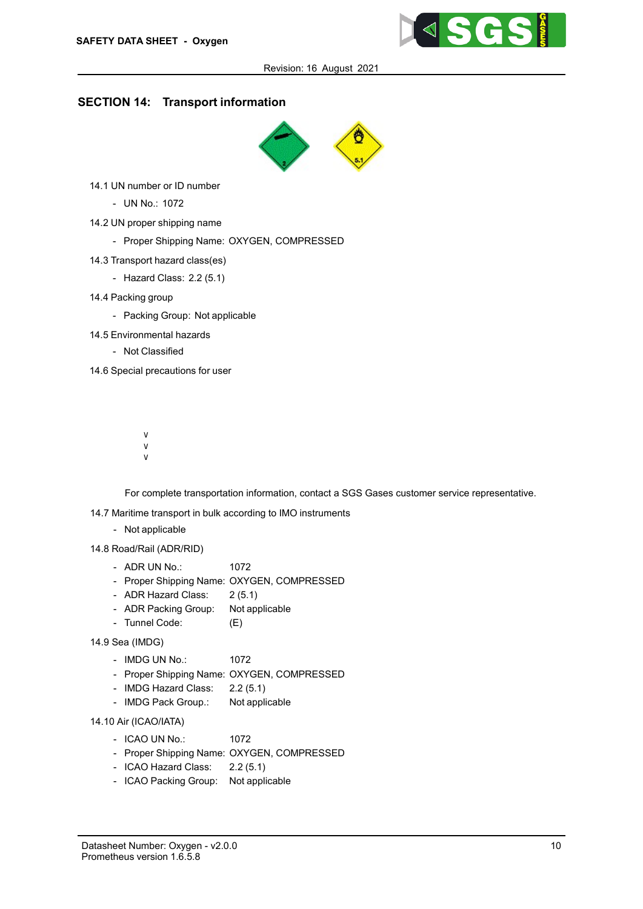## SECTION 14: Transport information

14.1 UN number or ID number

- UN No.: 1072

14.2 UN proper shipping name

- Proper Shipping Name: OXYGEN, COMPRESSED

14.3 Transport hazard class(es)

- Hazard Class: 2.2 (5.1)

14.4 Packing group

- Packing Group: Not applicable

14.5 Environmental hazards

- Not Classified

14.6 Special precautions for user

v
v
v

For complete transportation information, contact a SGS Gases customer service representative.

14.7 Maritime transport in bulk according to IMO instruments

- Not applicable

14.8 Road/Rail (ADR/RID)

- ADR UN No.: 1072
- Proper Shipping Name: OXYGEN, COMPRESSED
- ADR Hazard Class: 2 (5.1)
- ADR Packing Group: Not applicable
- Tunnel Code: (E)

14.9 Sea (IMDG)

- IMDG UN No.: 1072
- Proper Shipping Name: OXYGEN, COMPRESSED
- IMDG Hazard Class: 2.2 (5.1)
- IMDG Pack Group.: Not applicable

14.10 Air (ICAO/IATA)

- ICAO UN No.: 1072
- Proper Shipping Name: OXYGEN, COMPRESSED
- ICAO Hazard Class: 2.2 (5.1)
- ICAO Packing Group: Not applicable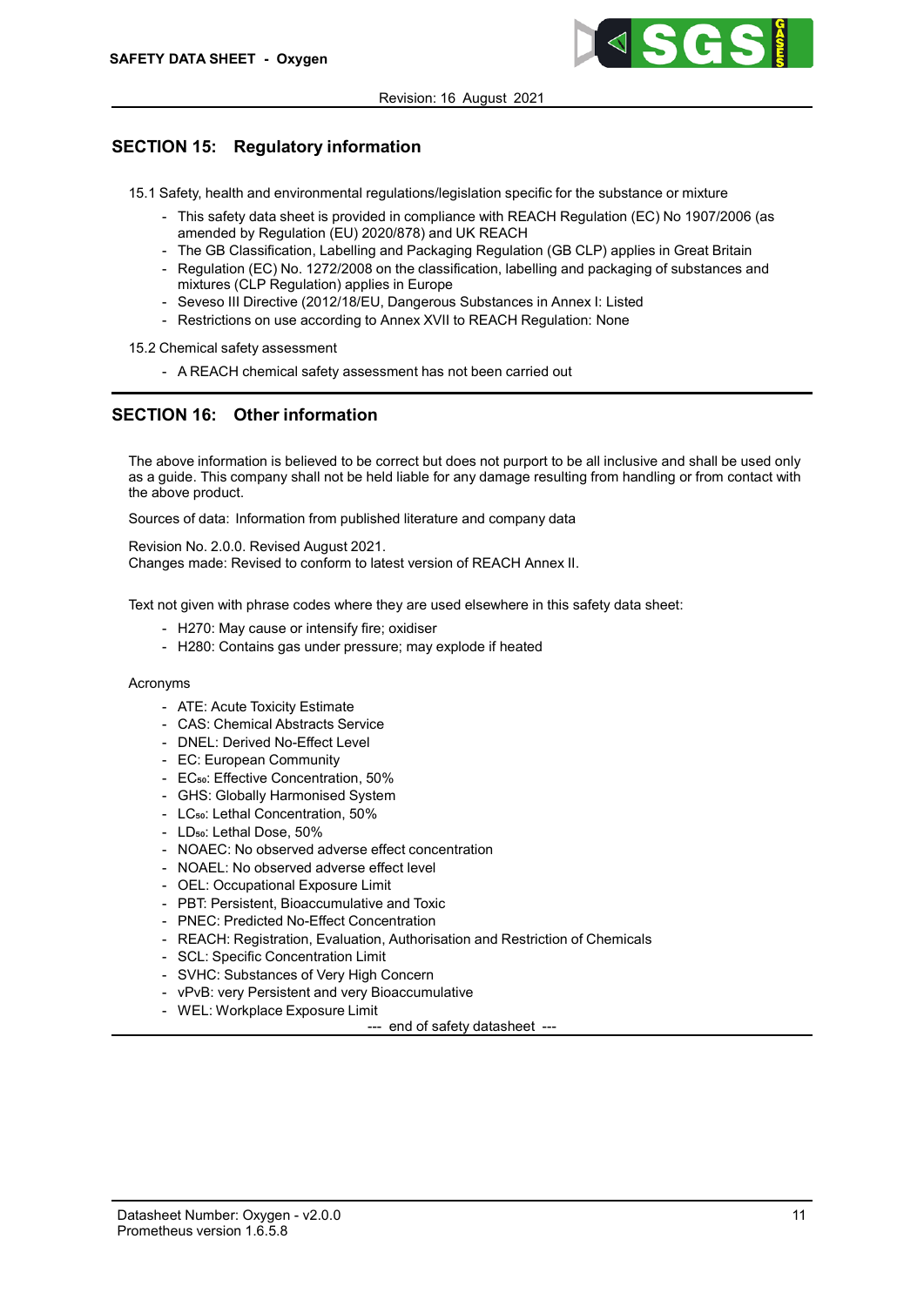## SECTION 15: Regulatory information

15.1 Safety, health and environmental regulations/legislation specific for the substance or mixture

- This safety data sheet is provided in compliance with REACH Regulation (EC) No 1907/2006 (as amended by Regulation (EU) 2020/878) and UK REACH
- The GB Classification, Labelling and Packaging Regulation (GB CLP) applies in Great Britain
- Regulation (EC) No. 1272/2008 on the classification, labelling and packaging of substances and mixtures (CLP Regulation) applies in Europe
- Seveso III Directive (2012/18/EU, Dangerous Substances in Annex I: Listed
- Restrictions on use according to Annex XVII to REACH Regulation: None

15.2 Chemical safety assessment

- A REACH chemical safety assessment has not been carried out

## SECTION 16: Other information

The above information is believed to be correct but does not purport to be all inclusive and shall be used only as a guide. This company shall not be held liable for any damage resulting from handling or from contact with the above product.

Sources of data: Information from published literature and company data

Revision No. 2.0.0. Revised August 2021.
Changes made: Revised to conform to latest version of REACH Annex II.

Text not given with phrase codes where they are used elsewhere in this safety data sheet:

- H270: May cause or intensify fire; oxidiser
- H280: Contains gas under pressure; may explode if heated

Acronyms

- ATE: Acute Toxicity Estimate
- CAS: Chemical Abstracts Service
- DNEL: Derived No-Effect Level
- EC: European Community
- $EC_{50}$: Effective Concentration, 50%
- GHS: Globally Harmonised System
- $LC_{50}$: Lethal Concentration, 50%
- $LD_{50}$: Lethal Dose, 50%
- NOAEC: No observed adverse effect concentration
- NOAEL: No observed adverse effect level
- OEL: Occupational Exposure Limit
- PBT: Persistent, Bioaccumulative and Toxic
- PNEC: Predicted No-Effect Concentration
- REACH: Registration, Evaluation, Authorisation and Restriction of Chemicals
- SCL: Specific Concentration Limit
- SVHC: Substances of Very High Concern
- vPvB: very Persistent and very Bioaccumulative
- WEL: Workplace Exposure Limit

--- end of safety datasheet ---